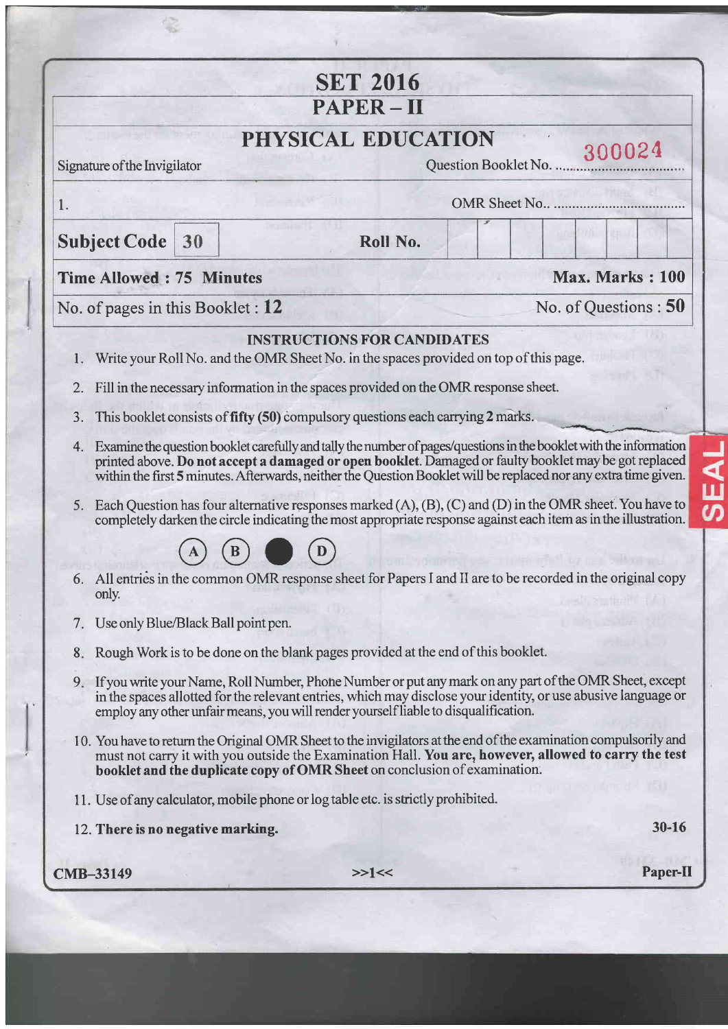# SET 2016

## PAPER – II

## PHYSICAL EDUCATION

Signature of the Invigilator — Question Booklet No. 300024

1. — OMR Sheet No. ..................................

| **Subject Code** | **30** | **Roll No.** | | | | | | | | |
|---|---|---|---|---|---|---|---|---|---|---|

**Time Allowed : 75 Minutes** — **Max. Marks : 100**

No. of pages in this Booklet : **12** — No. of Questions : **50**

### INSTRUCTIONS FOR CANDIDATES

1. Write your Roll No. and the OMR Sheet No. in the spaces provided on top of this page.
2. Fill in the necessary information in the spaces provided on the OMR response sheet.
3. This booklet consists of **fifty (50)** compulsory questions each carrying 2 marks.
4. Examine the question booklet carefully and tally the number of pages/questions in the booklet with the information printed above. **Do not accept a damaged or open booklet**. Damaged or faulty booklet may be got replaced within the first **5** minutes. Afterwards, neither the Question Booklet will be replaced nor any extra time given.
5. Each Question has four alternative responses marked (A), (B), (C) and (D) in the OMR sheet. You have to completely darken the circle indicating the most appropriate response against each item as in the illustration.

   (A) (B) ● (D)

6. All entries in the common OMR response sheet for Papers I and II are to be recorded in the original copy only.
7. Use only Blue/Black Ball point pen.
8. Rough Work is to be done on the blank pages provided at the end of this booklet.
9. If you write your Name, Roll Number, Phone Number or put any mark on any part of the OMR Sheet, except in the spaces allotted for the relevant entries, which may disclose your identity, or use abusive language or employ any other unfair means, you will render yourself liable to disqualification.
10. You have to return the Original OMR Sheet to the invigilators at the end of the examination compulsorily and must not carry it with you outside the Examination Hall. **You are, however, allowed to carry the test booklet and the duplicate copy of OMR Sheet** on conclusion of examination.
11. Use of any calculator, mobile phone or log table etc. is strictly prohibited.
12. **There is no negative marking.**

30-16

CMB-33149 — Paper-II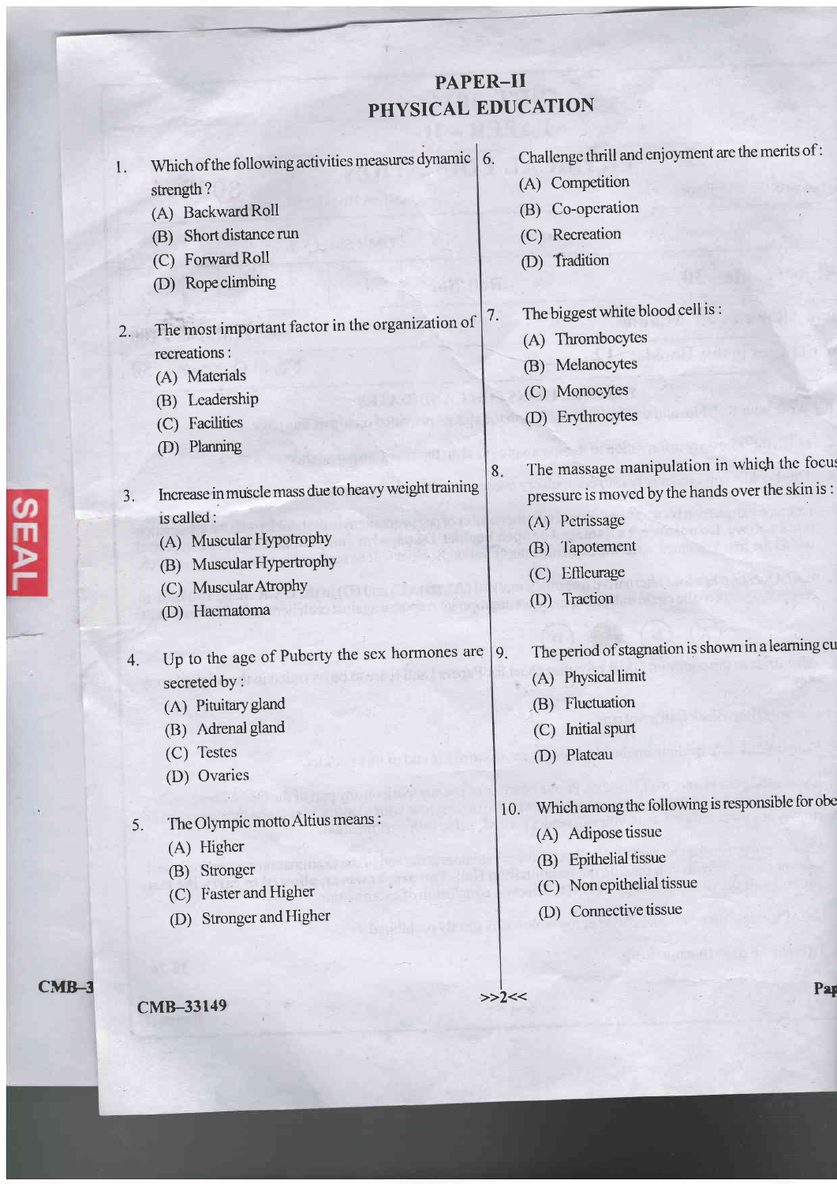# PAPER–II
# PHYSICAL EDUCATION

1. Which of the following activities measures dynamic strength ?
   (A) Backward Roll
   (B) Short distance run
   (C) Forward Roll
   (D) Rope climbing

2. The most important factor in the organization of recreations :
   (A) Materials
   (B) Leadership
   (C) Facilities
   (D) Planning

3. Increase in muscle mass due to heavy weight training is called :
   (A) Muscular Hypotrophy
   (B) Muscular Hypertrophy
   (C) Muscular Atrophy
   (D) Haematoma

4. Up to the age of Puberty the sex hormones are secreted by :
   (A) Pituitary gland
   (B) Adrenal gland
   (C) Testes
   (D) Ovaries

5. The Olympic motto Altius means :
   (A) Higher
   (B) Stronger
   (C) Faster and Higher
   (D) Stronger and Higher

6. Challenge thrill and enjoyment are the merits of :
   (A) Competition
   (B) Co-operation
   (C) Recreation
   (D) Tradition

7. The biggest white blood cell is :
   (A) Thrombocytes
   (B) Melanocytes
   (C) Monocytes
   (D) Erythrocytes

8. The massage manipulation in which the focus pressure is moved by the hands over the skin is :
   (A) Petrissage
   (B) Tapotement
   (C) Effleurage
   (D) Traction

9. The period of stagnation is shown in a learning cu
   (A) Physical limit
   (B) Fluctuation
   (C) Initial spurt
   (D) Plateau

10. Which among the following is responsible for obe
    (A) Adipose tissue
    (B) Epithelial tissue
    (C) Non epithelial tissue
    (D) Connective tissue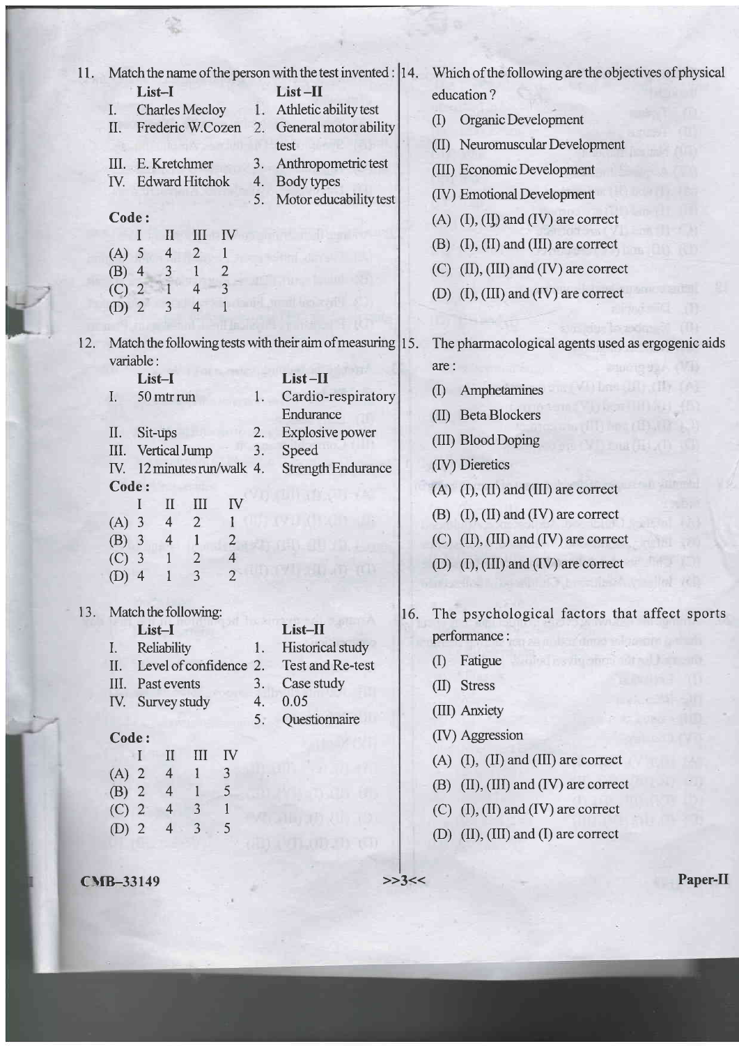11. Match the name of the person with the test invented :

| | List–I | | List–II |
|---|---|---|---|
| I. | Charles Mecloy | 1. | Athletic ability test |
| II. | Frederic W.Cozen | 2. | General motor ability test |
| III. | E. Kretchmer | 3. | Anthropometric test |
| IV. | Edward Hitchok | 4. | Body types |
| | | 5. | Motor educability test |

**Code :**

| | I | II | III | IV |
|---|---|---|---|---|
| (A) | 5 | 4 | 2 | 1 |
| (B) | 4 | 3 | 1 | 2 |
| (C) | 2 | 1 | 4 | 3 |
| (D) | 2 | 3 | 4 | 1 |

12. Match the following tests with their aim of measuring variable :

| | List–I | | List–II |
|---|---|---|---|
| I. | 50 mtr run | 1. | Cardio-respiratory Endurance |
| II. | Sit-ups | 2. | Explosive power |
| III. | Vertical Jump | 3. | Speed |
| IV. | 12 minutes run/walk | 4. | Strength Endurance |

**Code :**

| | I | II | III | IV |
|---|---|---|---|---|
| (A) | 3 | 4 | 2 | 1 |
| (B) | 3 | 4 | 1 | 2 |
| (C) | 3 | 1 | 2 | 4 |
| (D) | 4 | 1 | 3 | 2 |

13. Match the following:

| | List–I | | List–II |
|---|---|---|---|
| I. | Reliability | 1. | Historical study |
| II. | Level of confidence | 2. | Test and Re-test |
| III. | Past events | 3. | Case study |
| IV. | Survey study | 4. | 0.05 |
| | | 5. | Questionnaire |

**Code :**

| | I | II | III | IV |
|---|---|---|---|---|
| (A) | 2 | 4 | 1 | 3 |
| (B) | 2 | 4 | 1 | 5 |
| (C) | 2 | 4 | 3 | 1 |
| (D) | 2 | 4 | 3 | 5 |

14. Which of the following are the objectives of physical education ?

(I) Organic Development

(II) Neuromuscular Development

(III) Economic Development

(IV) Emotional Development

(A) (I), (II) and (IV) are correct

(B) (I), (II) and (III) are correct

(C) (II), (III) and (IV) are correct

(D) (I), (III) and (IV) are correct

15. The pharmacological agents used as ergogenic aids are :

(I) Amphetamines

(II) Beta Blockers

(III) Blood Doping

(IV) Dieretics

(A) (I), (II) and (III) are correct

(B) (I), (II) and (IV) are correct

(C) (II), (III) and (IV) are correct

(D) (I), (III) and (IV) are correct

16. The psychological factors that affect sports performance :

(I) Fatigue

(II) Stress

(III) Anxiety

(IV) Aggression

(A) (I), (II) and (III) are correct

(B) (II), (III) and (IV) are correct

(C) (I), (II) and (IV) are correct

(D) (II), (III) and (I) are correct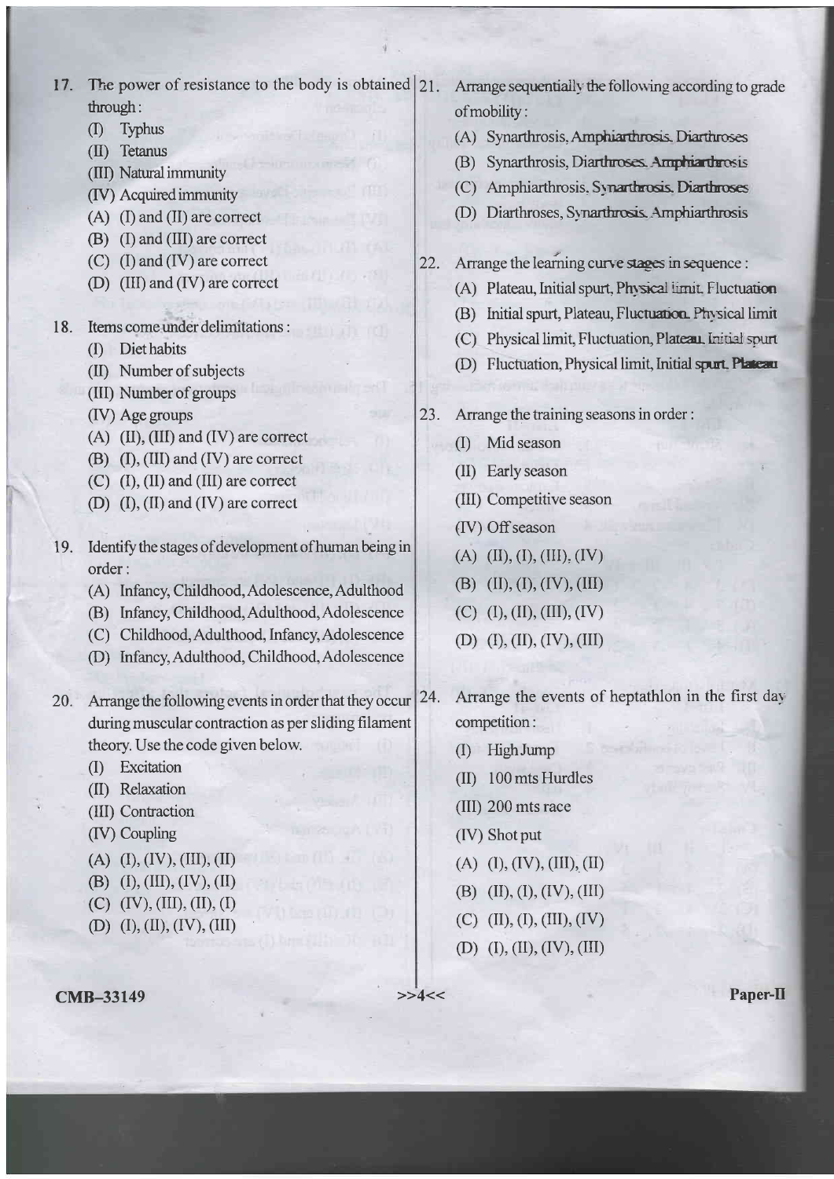17. The power of resistance to the body is obtained through :
    - (I) Typhus
    - (II) Tetanus
    - (III) Natural immunity
    - (IV) Acquired immunity

    (A) (I) and (II) are correct
    (B) (I) and (III) are correct
    (C) (I) and (IV) are correct
    (D) (III) and (IV) are correct

18. Items come under delimitations :
    - (I) Diet habits
    - (II) Number of subjects
    - (III) Number of groups
    - (IV) Age groups

    (A) (II), (III) and (IV) are correct
    (B) (I), (III) and (IV) are correct
    (C) (I), (II) and (III) are correct
    (D) (I), (II) and (IV) are correct

19. Identify the stages of development of human being in order :

    (A) Infancy, Childhood, Adolescence, Adulthood
    (B) Infancy, Childhood, Adulthood, Adolescence
    (C) Childhood, Adulthood, Infancy, Adolescence
    (D) Infancy, Adulthood, Childhood, Adolescence

20. Arrange the following events in order that they occur during muscular contraction as per sliding filament theory. Use the code given below.
    - (I) Excitation
    - (II) Relaxation
    - (III) Contraction
    - (IV) Coupling

    (A) (I), (IV), (III), (II)
    (B) (I), (III), (IV), (II)
    (C) (IV), (III), (II), (I)
    (D) (I), (II), (IV), (III)

21. Arrange sequentially the following according to grade of mobility :

    (A) Synarthrosis, Amphiarthrosis, Diarthroses
    (B) Synarthrosis, Diarthroses, Amphiarthrosis
    (C) Amphiarthrosis, Synarthrosis, Diarthroses
    (D) Diarthroses, Synarthrosis, Amphiarthrosis

22. Arrange the learning curve stages in sequence :

    (A) Plateau, Initial spurt, Physical limit, Fluctuation
    (B) Initial spurt, Plateau, Fluctuation, Physical limit
    (C) Physical limit, Fluctuation, Plateau, Initial spurt
    (D) Fluctuation, Physical limit, Initial spurt, Plateau

23. Arrange the training seasons in order :
    - (I) Mid season
    - (II) Early season
    - (III) Competitive season
    - (IV) Off season

    (A) (II), (I), (III), (IV)
    (B) (II), (I), (IV), (III)
    (C) (I), (II), (III), (IV)
    (D) (I), (II), (IV), (III)

24. Arrange the events of heptathlon in the first day competition :
    - (I) High Jump
    - (II) 100 mts Hurdles
    - (III) 200 mts race
    - (IV) Shot put

    (A) (I), (IV), (III), (II)
    (B) (II), (I), (IV), (III)
    (C) (II), (I), (III), (IV)
    (D) (I), (II), (IV), (III)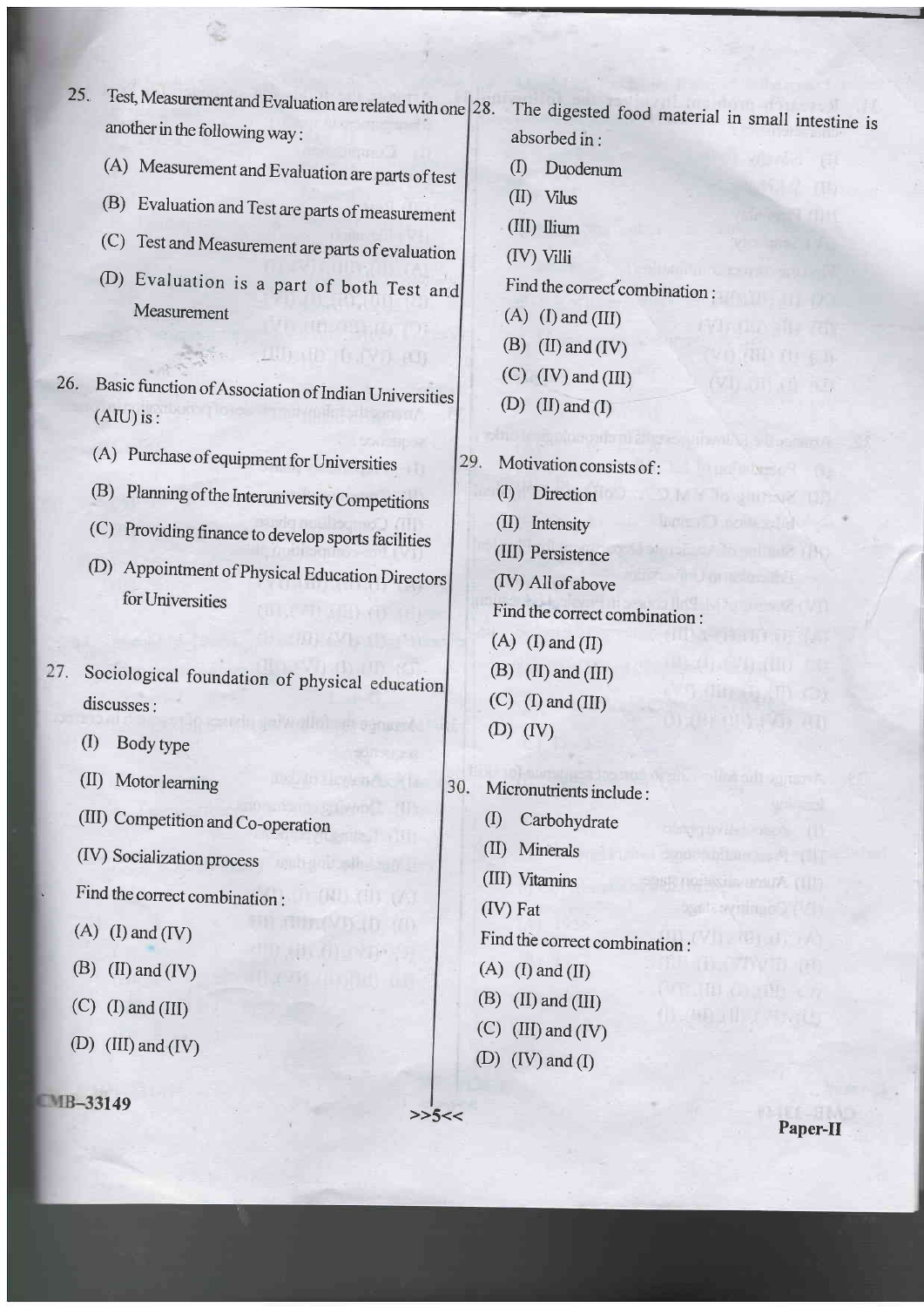25. Test, Measurement and Evaluation are related with one another in the following way :

(A) Measurement and Evaluation are parts of test

(B) Evaluation and Test are parts of measurement

(C) Test and Measurement are parts of evaluation

(D) Evaluation is a part of both Test and Measurement

26. Basic function of Association of Indian Universities (AIU) is :

(A) Purchase of equipment for Universities

(B) Planning of the Interuniversity Competitions

(C) Providing finance to develop sports facilities

(D) Appointment of Physical Education Directors for Universities

27. Sociological foundation of physical education discusses :

(I) Body type

(II) Motor learning

(III) Competition and Co-operation

(IV) Socialization process

Find the correct combination :

(A) (I) and (IV)

(B) (II) and (IV)

(C) (I) and (III)

(D) (III) and (IV)

28. The digested food material in small intestine is absorbed in :

(I) Duodenum

(II) Vilus

(III) Ilium

(IV) Villi

Find the correct combination :

(A) (I) and (III)

(B) (II) and (IV)

(C) (IV) and (III)

(D) (II) and (I)

29. Motivation consists of :

(I) Direction

(II) Intensity

(III) Persistence

(IV) All of above

Find the correct combination :

(A) (I) and (II)

(B) (II) and (III)

(C) (I) and (III)

(D) (IV)

30. Micronutrients include :

(I) Carbohydrate

(II) Minerals

(III) Vitamins

(IV) Fat

Find the correct combination :

(A) (I) and (II)

(B) (II) and (III)

(C) (III) and (IV)

(D) (IV) and (I)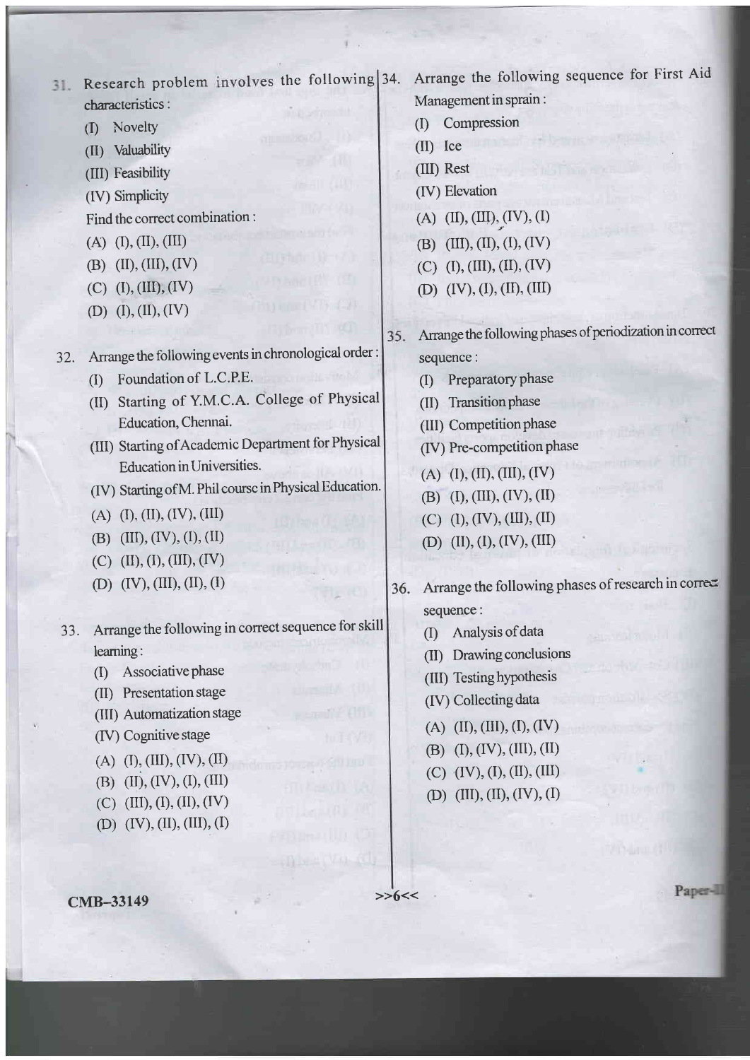31. Research problem involves the following characteristics :

    (I) Novelty

    (II) Valuability

    (III) Feasibility

    (IV) Simplicity

    Find the correct combination :

    (A) (I), (II), (III)

    (B) (II), (III), (IV)

    (C) (I), (III), (IV)

    (D) (I), (II), (IV)

32. Arrange the following events in chronological order :

    (I) Foundation of L.C.P.E.

    (II) Starting of Y.M.C.A. College of Physical Education, Chennai.

    (III) Starting of Academic Department for Physical Education in Universities.

    (IV) Starting of M. Phil course in Physical Education.

    (A) (I), (II), (IV), (III)

    (B) (III), (IV), (I), (II)

    (C) (II), (I), (III), (IV)

    (D) (IV), (III), (II), (I)

33. Arrange the following in correct sequence for skill learning :

    (I) Associative phase

    (II) Presentation stage

    (III) Automatization stage

    (IV) Cognitive stage

    (A) (I), (III), (IV), (II)

    (B) (II), (IV), (I), (III)

    (C) (III), (I), (II), (IV)

    (D) (IV), (II), (III), (I)

34. Arrange the following sequence for First Aid Management in sprain :

    (I) Compression

    (II) Ice

    (III) Rest

    (IV) Elevation

    (A) (II), (III), (IV), (I)

    (B) (III), (II), (I), (IV)

    (C) (I), (III), (II), (IV)

    (D) (IV), (I), (II), (III)

35. Arrange the following phases of periodization in correct sequence :

    (I) Preparatory phase

    (II) Transition phase

    (III) Competition phase

    (IV) Pre-competition phase

    (A) (I), (II), (III), (IV)

    (B) (I), (III), (IV), (II)

    (C) (I), (IV), (III), (II)

    (D) (II), (I), (IV), (III)

36. Arrange the following phases of research in correct sequence :

    (I) Analysis of data

    (II) Drawing conclusions

    (III) Testing hypothesis

    (IV) Collecting data

    (A) (II), (III), (I), (IV)

    (B) (I), (IV), (III), (II)

    (C) (IV), (I), (II), (III)

    (D) (III), (II), (IV), (I)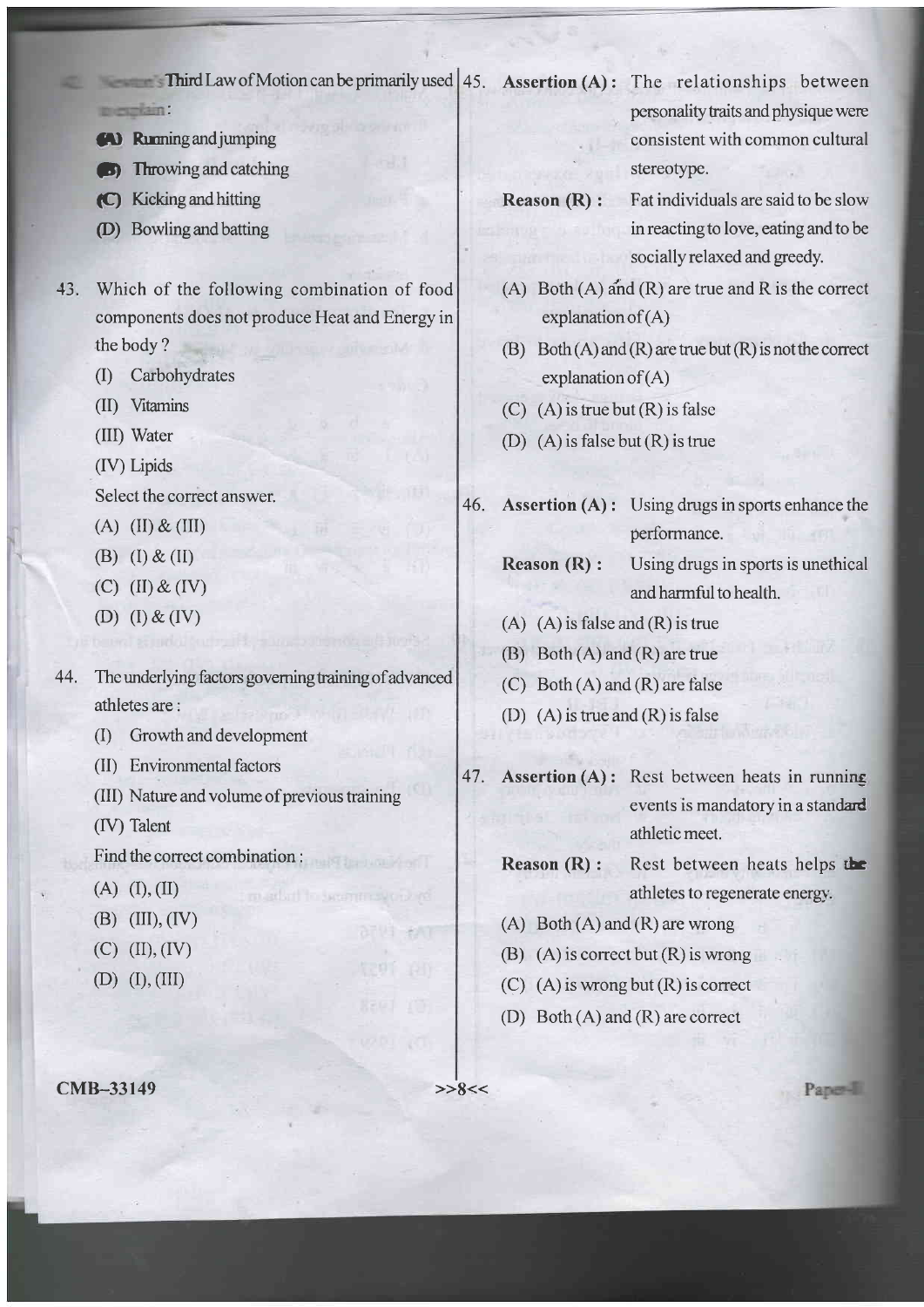42. Newton's Third Law of Motion can be primarily used to explain :

(A) Running and jumping

(B) Throwing and catching

(C) Kicking and hitting

(D) Bowling and batting

43. Which of the following combination of food components does not produce Heat and Energy in the body ?

(I) Carbohydrates

(II) Vitamins

(III) Water

(IV) Lipids

Select the correct answer.

(A) (II) & (III)

(B) (I) & (II)

(C) (II) & (IV)

(D) (I) & (IV)

44. The underlying factors governing training of advanced athletes are :

(I) Growth and development

(II) Environmental factors

(III) Nature and volume of previous training

(IV) Talent

Find the correct combination :

(A) (I), (II)

(B) (III), (IV)

(C) (II), (IV)

(D) (I), (III)

45. **Assertion (A) :** The relationships between personality traits and physique were consistent with common cultural stereotype.

**Reason (R) :** Fat individuals are said to be slow in reacting to love, eating and to be socially relaxed and greedy.

(A) Both (A) and (R) are true and R is the correct explanation of (A)

(B) Both (A) and (R) are true but (R) is not the correct explanation of (A)

(C) (A) is true but (R) is false

(D) (A) is false but (R) is true

46. **Assertion (A) :** Using drugs in sports enhance the performance.

**Reason (R) :** Using drugs in sports is unethical and harmful to health.

(A) (A) is false and (R) is true

(B) Both (A) and (R) are true

(C) Both (A) and (R) are false

(D) (A) is true and (R) is false

47. **Assertion (A) :** Rest between heats in running events is mandatory in a standard athletic meet.

**Reason (R) :** Rest between heats helps the athletes to regenerate energy.

(A) Both (A) and (R) are wrong

(B) (A) is correct but (R) is wrong

(C) (A) is wrong but (R) is correct

(D) Both (A) and (R) are correct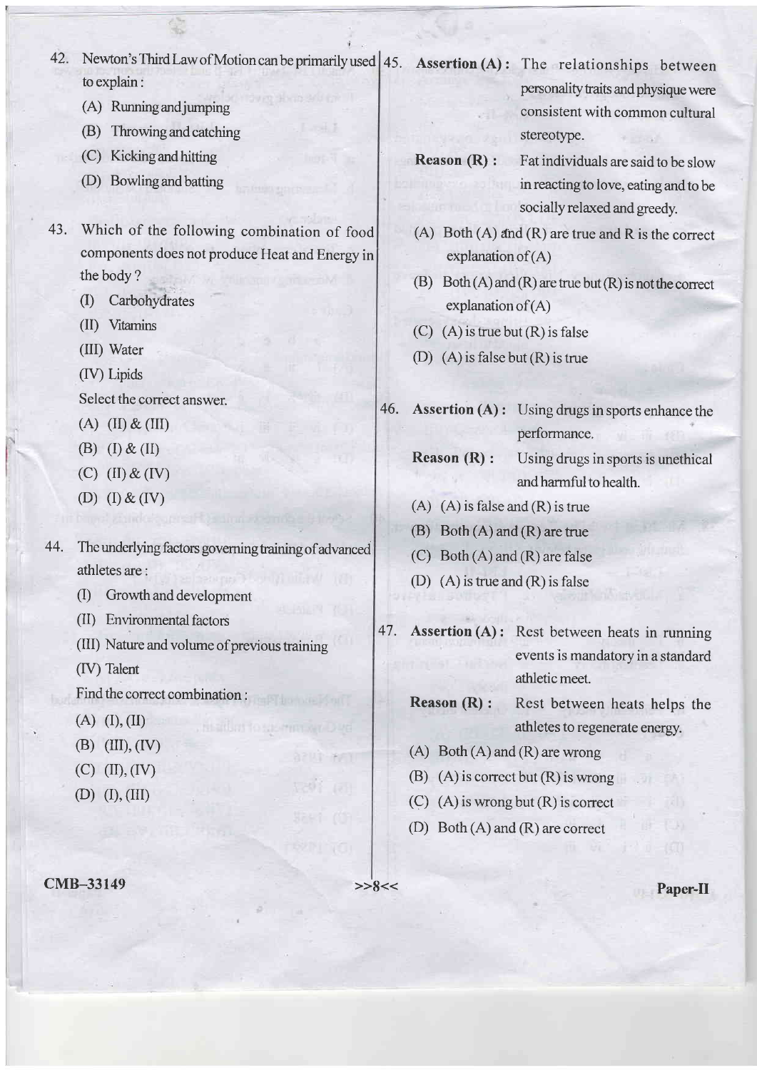42. Newton's Third Law of Motion can be primarily used to explain :

    (A) Running and jumping

    (B) Throwing and catching

    (C) Kicking and hitting

    (D) Bowling and batting

43. Which of the following combination of food components does not produce Heat and Energy in the body ?

    (I) Carbohydrates

    (II) Vitamins

    (III) Water

    (IV) Lipids

    Select the correct answer.

    (A) (II) & (III)

    (B) (I) & (II)

    (C) (II) & (IV)

    (D) (I) & (IV)

44. The underlying factors governing training of advanced athletes are :

    (I) Growth and development

    (II) Environmental factors

    (III) Nature and volume of previous training

    (IV) Talent

    Find the correct combination :

    (A) (I), (II)

    (B) (III), (IV)

    (C) (II), (IV)

    (D) (I), (III)

45. **Assertion (A) :** The relationships between personality traits and physique were consistent with common cultural stereotype.

    **Reason (R) :** Fat individuals are said to be slow in reacting to love, eating and to be socially relaxed and greedy.

    (A) Both (A) and (R) are true and R is the correct explanation of (A)

    (B) Both (A) and (R) are true but (R) is not the correct explanation of (A)

    (C) (A) is true but (R) is false

    (D) (A) is false but (R) is true

46. **Assertion (A) :** Using drugs in sports enhance the performance.

    **Reason (R) :** Using drugs in sports is unethical and harmful to health.

    (A) (A) is false and (R) is true

    (B) Both (A) and (R) are true

    (C) Both (A) and (R) are false

    (D) (A) is true and (R) is false

47. **Assertion (A) :** Rest between heats in running events is mandatory in a standard athletic meet.

    **Reason (R) :** Rest between heats helps the athletes to regenerate energy.

    (A) Both (A) and (R) are wrong

    (B) (A) is correct but (R) is wrong

    (C) (A) is wrong but (R) is correct

    (D) Both (A) and (R) are correct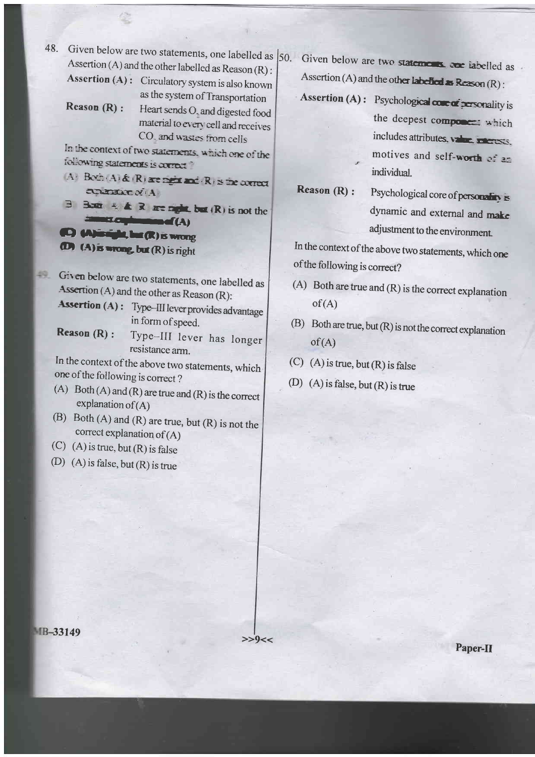48. Given below are two statements, one labelled as Assertion (A) and the other labelled as Reason (R) :

**Assertion (A) :** Circulatory system is also known as the system of Transportation

**Reason (R) :** Heart sends $O_2$ and digested food material to every cell and receives $CO_2$ and wastes from cells

In the context of two statements, which one of the following statements is correct ?

(A) Both (A) & (R) are right and (R) is the correct explanation of (A)

(B) Both (A) & (R) are right, but (R) is not the correct explanation of (A)

(C) (A) is right, but (R) is wrong

(D) (A) is wrong, but (R) is right

49. Given below are two statements, one labelled as Assertion (A) and the other as Reason (R):

**Assertion (A) :** Type–III lever provides advantage in form of speed.

**Reason (R) :** Type–III lever has longer resistance arm.

In the context of the above two statements, which one of the following is correct ?

(A) Both (A) and (R) are true and (R) is the correct explanation of (A)

(B) Both (A) and (R) are true, but (R) is not the correct explanation of (A)

(C) (A) is true, but (R) is false

(D) (A) is false, but (R) is true

50. Given below are two statements, one labelled as Assertion (A) and the other labelled as Reason (R) :

**Assertion (A) :** Psychological core of personality is the deepest component which includes attributes, value, interests, motives and self-worth of an individual.

**Reason (R) :** Psychological core of personality is dynamic and external and make adjustment to the environment.

In the context of the above two statements, which one of the following is correct?

(A) Both are true and (R) is the correct explanation of (A)

(B) Both are true, but (R) is not the correct explanation of (A)

(C) (A) is true, but (R) is false

(D) (A) is false, but (R) is true